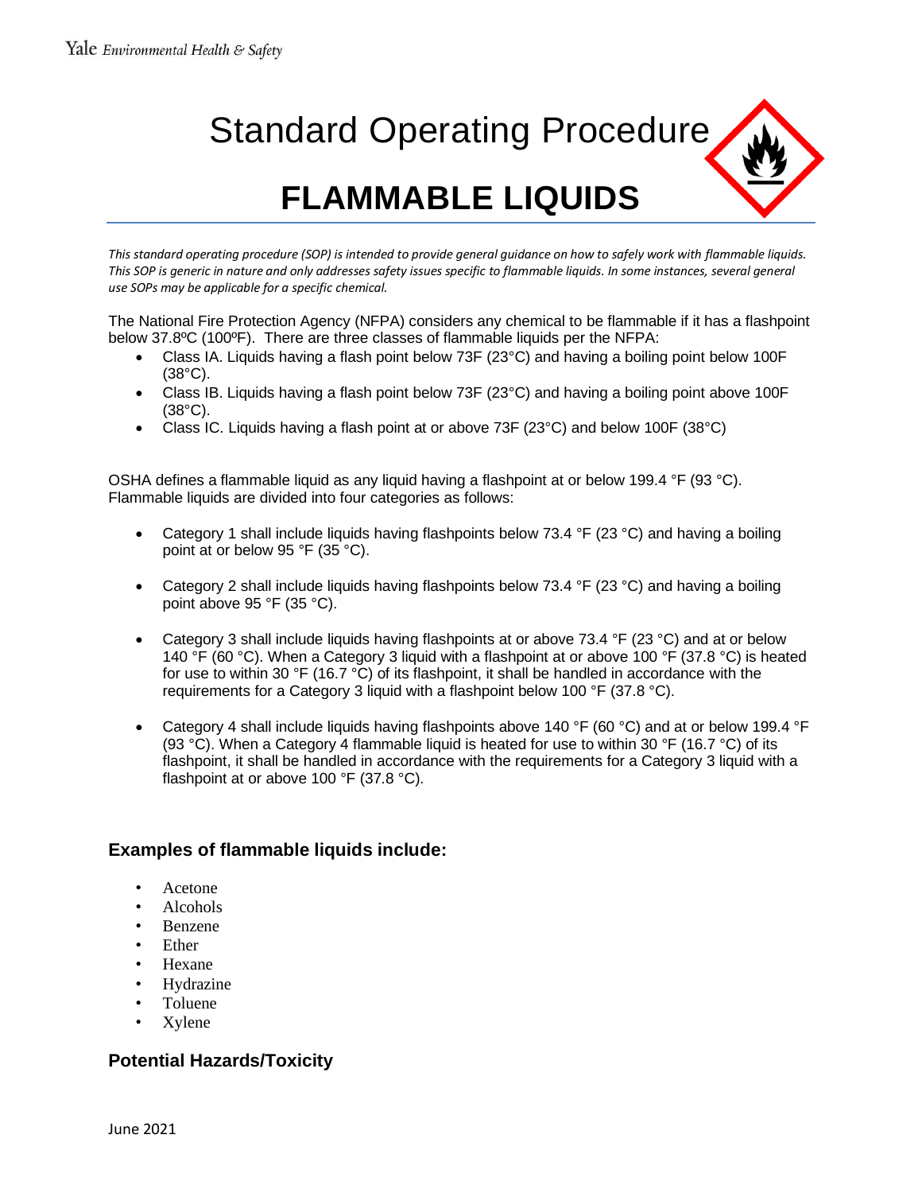# Standard Operating Procedure

# FLAMMABLE LIQUIDS

*This standard operating procedure (SOP) is intended to provide general guidance on how to safely work with flammable liquids. This SOP is generic in nature and only addresses safety issues specific to flammable liquids. In some instances, several general use SOPs may be applicable for a specific chemical.*

The National Fire Protection Agency (NFPA) considers any chemical to be flammable if it has a flashpoint below 37.8ºC (100ºF). There are three classes of flammable liquids per the NFPA:

- Class IA. Liquids having a flash point below 73F (23°C) and having a boiling point below 100F (38°C).
- Class IB. Liquids having a flash point below 73F (23°C) and having a boiling point above 100F (38°C).
- Class IC. Liquids having a flash point at or above 73F (23°C) and below 100F (38°C)

OSHA defines a flammable liquid as any liquid having a flashpoint at or below 199.4 °F (93 °C). Flammable liquids are divided into four categories as follows:

- Category 1 shall include liquids having flashpoints below 73.4 °F (23 °C) and having a boiling point at or below 95 °F (35 °C).
- Category 2 shall include liquids having flashpoints below 73.4 °F (23 °C) and having a boiling point above 95 °F (35 °C).
- Category 3 shall include liquids having flashpoints at or above 73.4 °F (23 °C) and at or below 140 °F (60 °C). When a Category 3 liquid with a flashpoint at or above 100 °F (37.8 °C) is heated for use to within 30 °F (16.7 °C) of its flashpoint, it shall be handled in accordance with the requirements for a Category 3 liquid with a flashpoint below 100 °F (37.8 °C).
- Category 4 shall include liquids having flashpoints above 140 °F (60 °C) and at or below 199.4 °F (93 °C). When a Category 4 flammable liquid is heated for use to within 30 °F (16.7 °C) of its flashpoint, it shall be handled in accordance with the requirements for a Category 3 liquid with a flashpoint at or above 100 °F (37.8 °C).

### Examples of flammable liquids include:

- Acetone
- Alcohols
- Benzene
- Ether
- Hexane
- Hydrazine
- Toluene
- Xylene

### Potential Hazards/Toxicity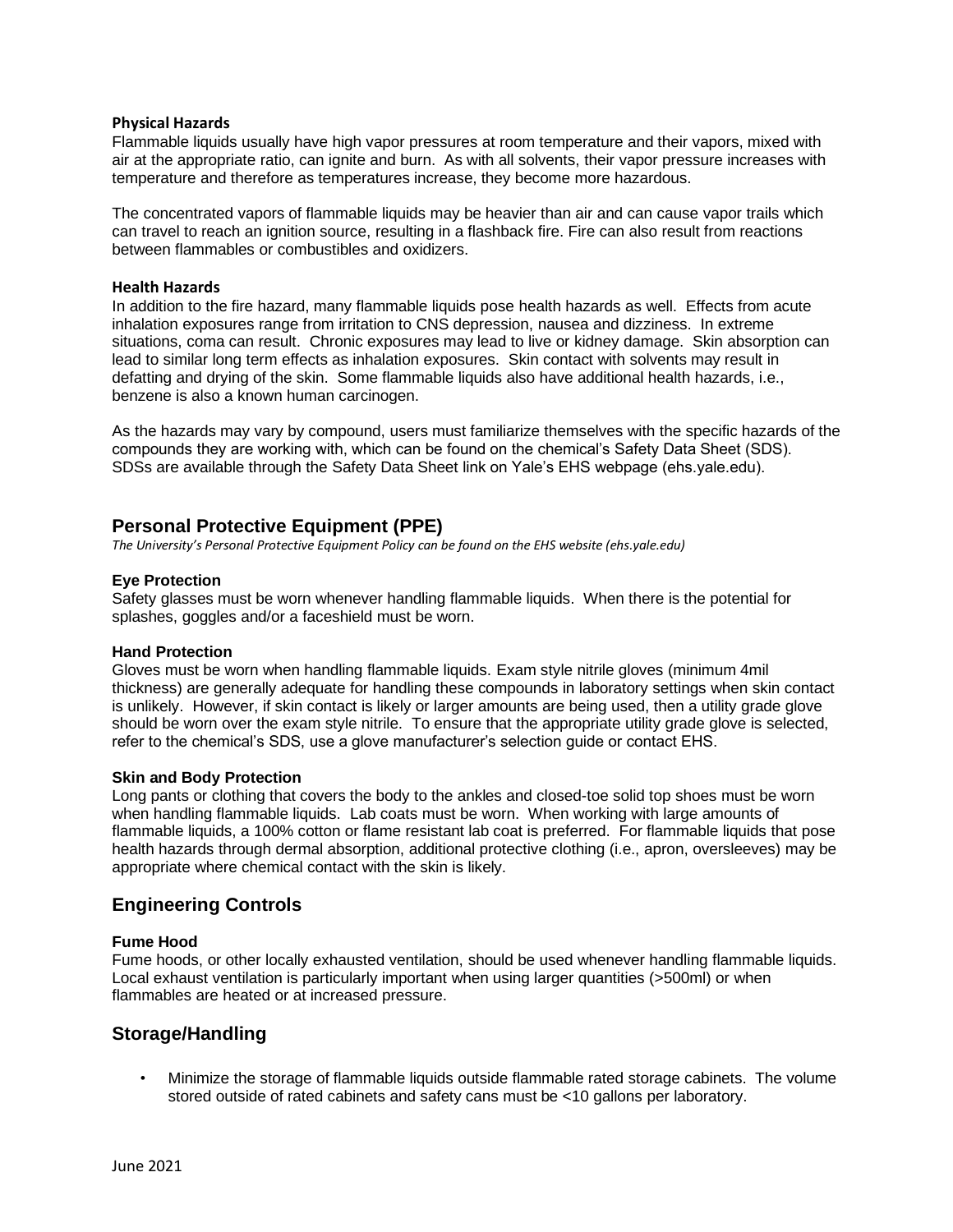### Physical Hazards

Flammable liquids usually have high vapor pressures at room temperature and their vapors, mixed with air at the appropriate ratio, can ignite and burn. As with all solvents, their vapor pressure increases with temperature and therefore as temperatures increase, they become more hazardous.

The concentrated vapors of flammable liquids may be heavier than air and can cause vapor trails which can travel to reach an ignition source, resulting in a flashback fire. Fire can also result from reactions between flammables or combustibles and oxidizers.

### Health Hazards

In addition to the fire hazard, many flammable liquids pose health hazards as well. Effects from acute inhalation exposures range from irritation to CNS depression, nausea and dizziness. In extreme situations, coma can result. Chronic exposures may lead to live or kidney damage. Skin absorption can lead to similar long term effects as inhalation exposures. Skin contact with solvents may result in defatting and drying of the skin. Some flammable liquids also have additional health hazards, i.e., benzene is also a known human carcinogen.

As the hazards may vary by compound, users must familiarize themselves with the specific hazards of the compounds they are working with, which can be found on the chemical's Safety Data Sheet (SDS). SDSs are available through the Safety Data Sheet link on Yale's EHS webpage (ehs.yale.edu).

## Personal Protective Equipment (PPE)

*The University's Personal Protective Equipment Policy can be found on the EHS website (ehs.yale.edu)*

### Eye Protection

Safety glasses must be worn whenever handling flammable liquids. When there is the potential for splashes, goggles and/or a faceshield must be worn.

### Hand Protection

Gloves must be worn when handling flammable liquids. Exam style nitrile gloves (minimum 4mil thickness) are generally adequate for handling these compounds in laboratory settings when skin contact is unlikely. However, if skin contact is likely or larger amounts are being used, then a utility grade glove should be worn over the exam style nitrile. To ensure that the appropriate utility grade glove is selected, refer to the chemical's SDS, use a glove manufacturer's selection guide or contact EHS.

### Skin and Body Protection

Long pants or clothing that covers the body to the ankles and closed-toe solid top shoes must be worn when handling flammable liquids. Lab coats must be worn. When working with large amounts of flammable liquids, a 100% cotton or flame resistant lab coat is preferred. For flammable liquids that pose health hazards through dermal absorption, additional protective clothing (i.e., apron, oversleeves) may be appropriate where chemical contact with the skin is likely.

## Engineering Controls

### Fume Hood

Fume hoods, or other locally exhausted ventilation, should be used whenever handling flammable liquids. Local exhaust ventilation is particularly important when using larger quantities (>500ml) or when flammables are heated or at increased pressure.

## Storage/Handling

- Minimize the storage of flammable liquids outside flammable rated storage cabinets. The volume stored outside of rated cabinets and safety cans must be <10 gallons per laboratory.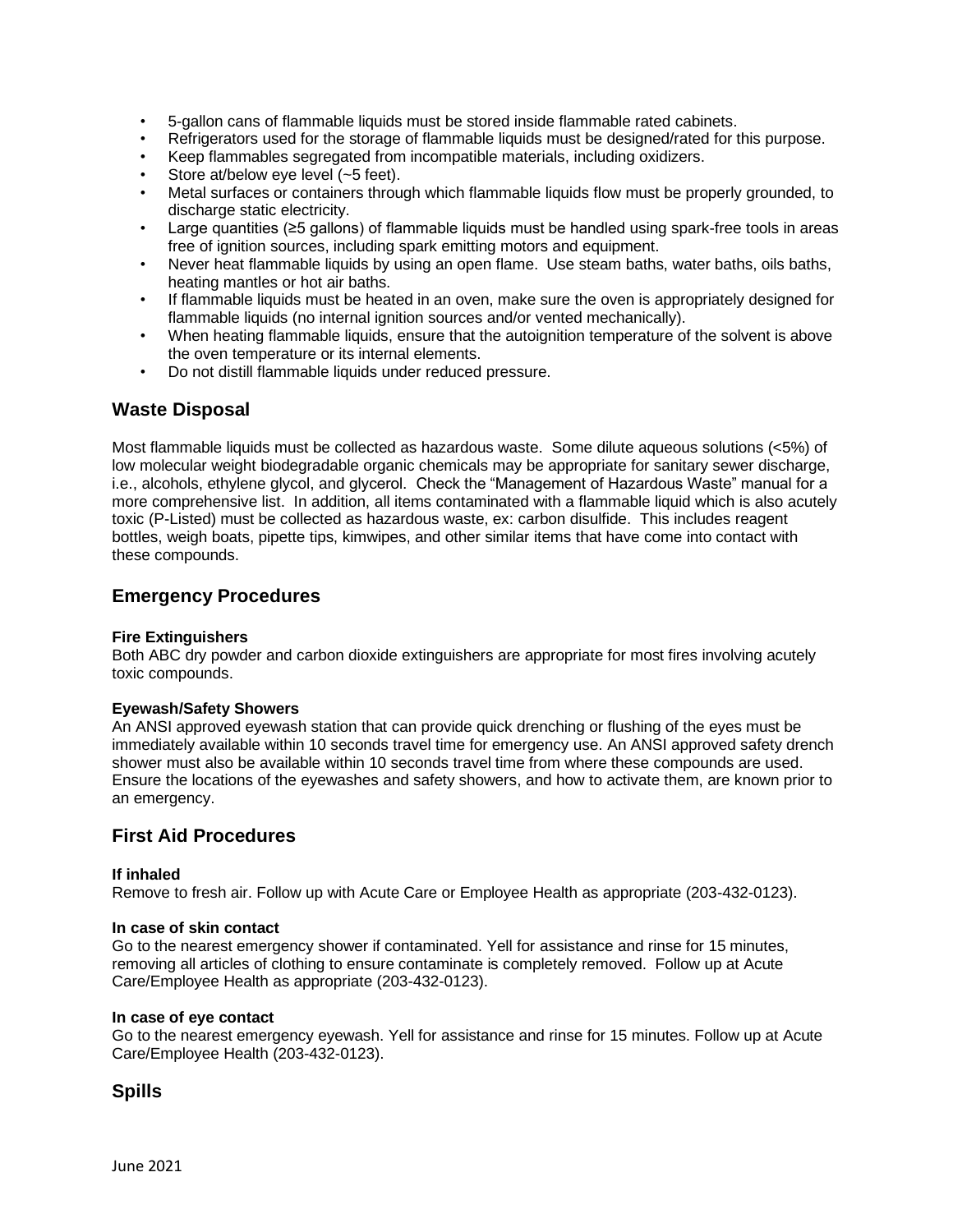- 5-gallon cans of flammable liquids must be stored inside flammable rated cabinets.
- Refrigerators used for the storage of flammable liquids must be designed/rated for this purpose.
- Keep flammables segregated from incompatible materials, including oxidizers.
- Store at/below eye level (~5 feet).
- Metal surfaces or containers through which flammable liquids flow must be properly grounded, to discharge static electricity.
- Large quantities (≥5 gallons) of flammable liquids must be handled using spark-free tools in areas free of ignition sources, including spark emitting motors and equipment.
- Never heat flammable liquids by using an open flame. Use steam baths, water baths, oils baths, heating mantles or hot air baths.
- If flammable liquids must be heated in an oven, make sure the oven is appropriately designed for flammable liquids (no internal ignition sources and/or vented mechanically).
- When heating flammable liquids, ensure that the autoignition temperature of the solvent is above the oven temperature or its internal elements.
- Do not distill flammable liquids under reduced pressure.

## Waste Disposal

Most flammable liquids must be collected as hazardous waste. Some dilute aqueous solutions (<5%) of low molecular weight biodegradable organic chemicals may be appropriate for sanitary sewer discharge, i.e., alcohols, ethylene glycol, and glycerol. Check the "Management of Hazardous Waste" manual for a more comprehensive list. In addition, all items contaminated with a flammable liquid which is also acutely toxic (P-Listed) must be collected as hazardous waste, ex: carbon disulfide. This includes reagent bottles, weigh boats, pipette tips, kimwipes, and other similar items that have come into contact with these compounds.

## Emergency Procedures

**Fire Extinguishers**
Both ABC dry powder and carbon dioxide extinguishers are appropriate for most fires involving acutely toxic compounds.

**Eyewash/Safety Showers**
An ANSI approved eyewash station that can provide quick drenching or flushing of the eyes must be immediately available within 10 seconds travel time for emergency use. An ANSI approved safety drench shower must also be available within 10 seconds travel time from where these compounds are used. Ensure the locations of the eyewashes and safety showers, and how to activate them, are known prior to an emergency.

## First Aid Procedures

**If inhaled**
Remove to fresh air. Follow up with Acute Care or Employee Health as appropriate (203-432-0123).

**In case of skin contact**
Go to the nearest emergency shower if contaminated. Yell for assistance and rinse for 15 minutes, removing all articles of clothing to ensure contaminate is completely removed. Follow up at Acute Care/Employee Health as appropriate (203-432-0123).

**In case of eye contact**
Go to the nearest emergency eyewash. Yell for assistance and rinse for 15 minutes. Follow up at Acute Care/Employee Health (203-432-0123).

## Spills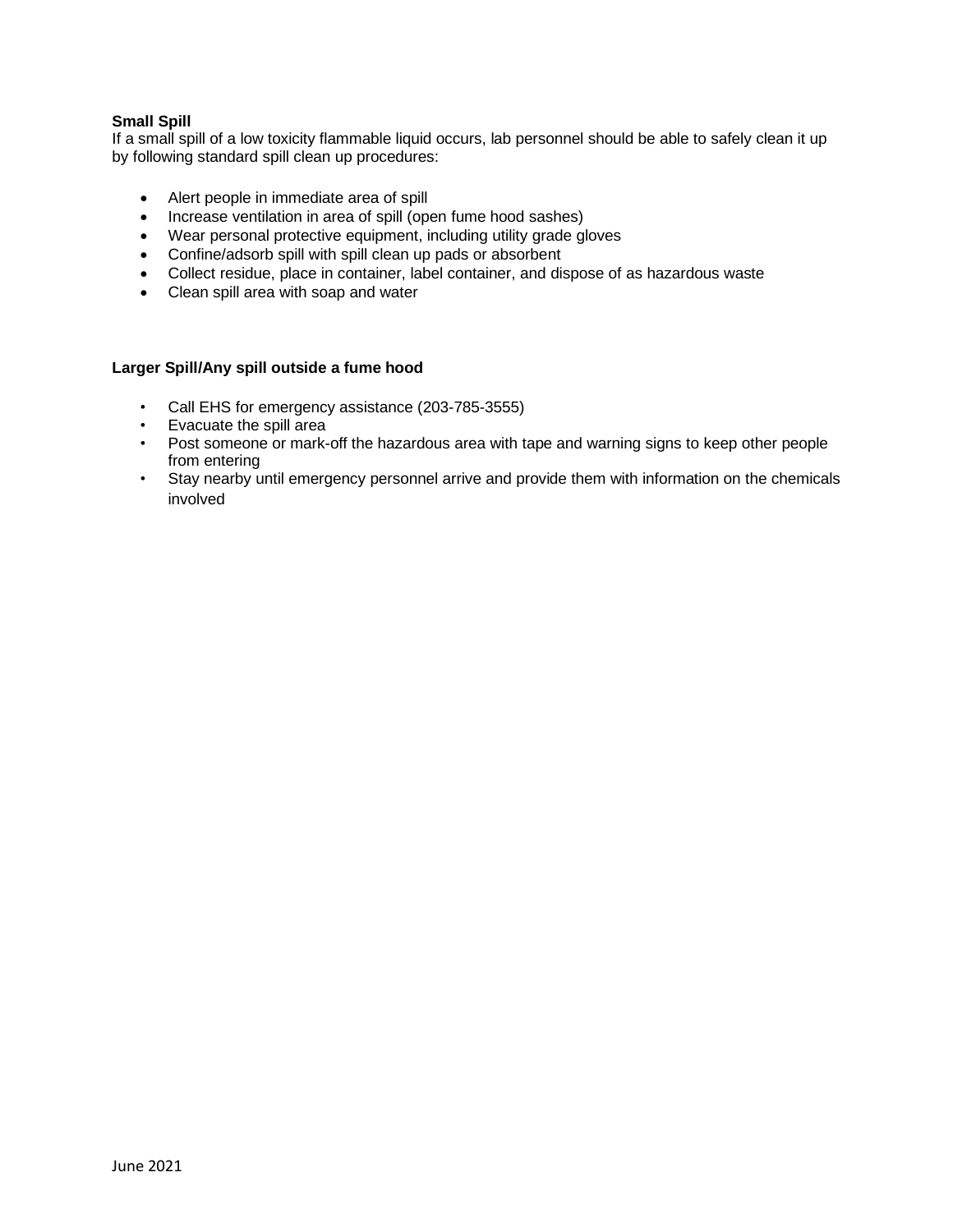**Small Spill**

If a small spill of a low toxicity flammable liquid occurs, lab personnel should be able to safely clean it up by following standard spill clean up procedures:

- Alert people in immediate area of spill
- Increase ventilation in area of spill (open fume hood sashes)
- Wear personal protective equipment, including utility grade gloves
- Confine/adsorb spill with spill clean up pads or absorbent
- Collect residue, place in container, label container, and dispose of as hazardous waste
- Clean spill area with soap and water

**Larger Spill/Any spill outside a fume hood**

- Call EHS for emergency assistance (203-785-3555)
- Evacuate the spill area
- Post someone or mark-off the hazardous area with tape and warning signs to keep other people from entering
- Stay nearby until emergency personnel arrive and provide them with information on the chemicals involved

June 2021